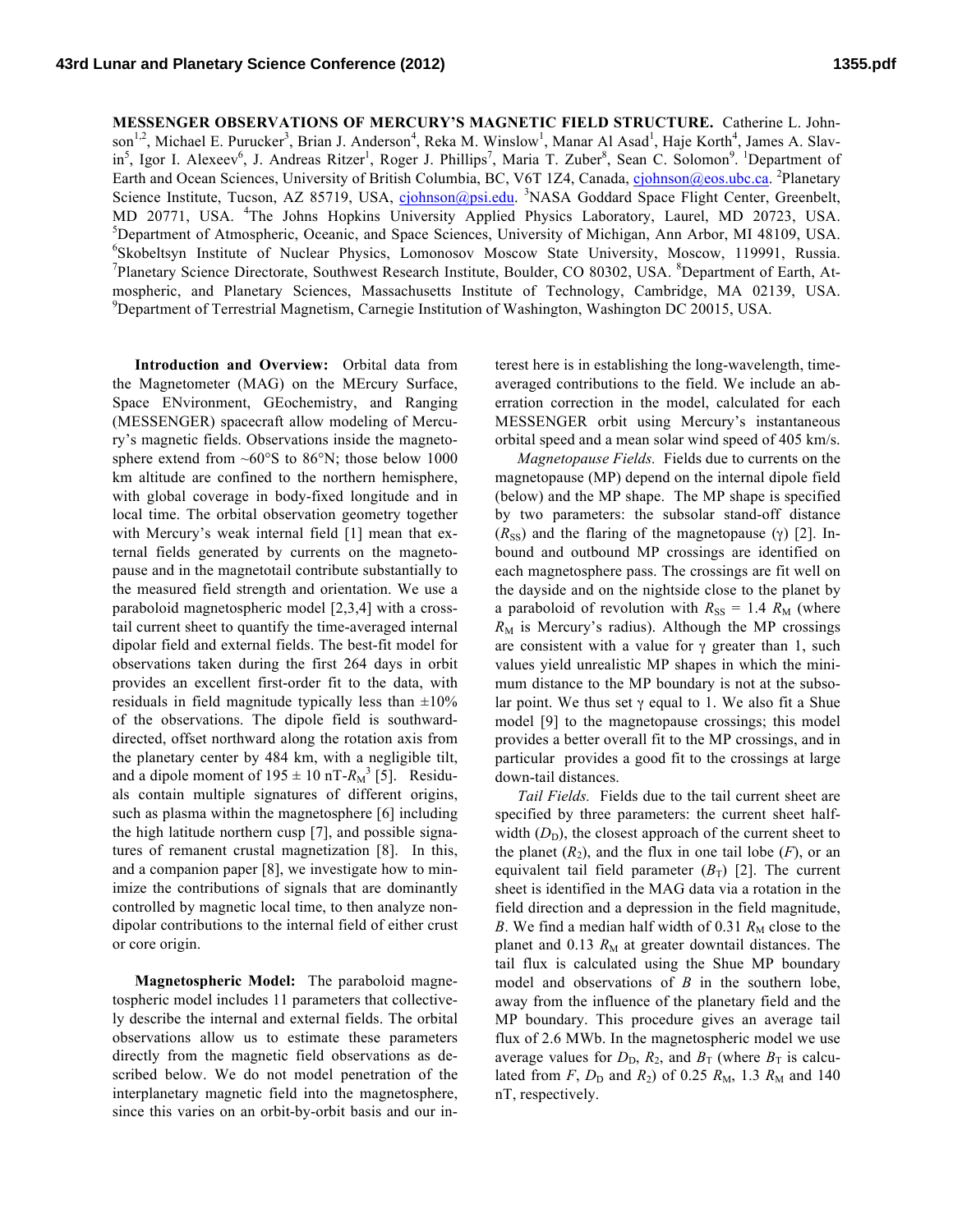**MESSENGER OBSERVATIONS OF MERCURY'S MAGNETIC FIELD STRUCTURE.** Catherine L. Johnson[1,2], Michael E. Purucker[3], Brian J. Anderson[4], Reka M. Winslow[1], Manar Al Asad[1], Haje Korth[4], James A. Slavin[5], Igor I. Alexeev[6], J. Andreas Ritzer[1], Roger J. Phillips[7], Maria T. Zuber[8], Sean C. Solomon[9]. [1]Department of Earth and Ocean Sciences, University of British Columbia, BC, V6T 1Z4, Canada, cjohnson@eos.ubc.ca. [2]Planetary Science Institute, Tucson, AZ 85719, USA, cjohnson@psi.edu. [3]NASA Goddard Space Flight Center, Greenbelt, MD 20771, USA. [4]The Johns Hopkins University Applied Physics Laboratory, Laurel, MD 20723, USA. [5]Department of Atmospheric, Oceanic, and Space Sciences, University of Michigan, Ann Arbor, MI 48109, USA. [6]Skobeltsyn Institute of Nuclear Physics, Lomonosov Moscow State University, Moscow, 119991, Russia. [7]Planetary Science Directorate, Southwest Research Institute, Boulder, CO 80302, USA. [8]Department of Earth, Atmospheric, and Planetary Sciences, Massachusetts Institute of Technology, Cambridge, MA 02139, USA. [9]Department of Terrestrial Magnetism, Carnegie Institution of Washington, Washington DC 20015, USA.

**Introduction and Overview:** Orbital data from the Magnetometer (MAG) on the MErcury Surface, Space ENvironment, GEochemistry, and Ranging (MESSENGER) spacecraft allow modeling of Mercury's magnetic fields. Observations inside the magnetosphere extend from ~60°S to 86°N; those below 1000 km altitude are confined to the northern hemisphere, with global coverage in body-fixed longitude and in local time. The orbital observation geometry together with Mercury's weak internal field [1] mean that external fields generated by currents on the magnetopause and in the magnetotail contribute substantially to the measured field strength and orientation. We use a paraboloid magnetospheric model [2,3,4] with a cross-tail current sheet to quantify the time-averaged internal dipolar field and external fields. The best-fit model for observations taken during the first 264 days in orbit provides an excellent first-order fit to the data, with residuals in field magnitude typically less than ±10% of the observations. The dipole field is southward-directed, offset northward along the rotation axis from the planetary center by 484 km, with a negligible tilt, and a dipole moment of $195 \pm 10$ nT-$R_M^3$ [5]. Residuals contain multiple signatures of different origins, such as plasma within the magnetosphere [6] including the high latitude northern cusp [7], and possible signatures of remanent crustal magnetization [8]. In this, and a companion paper [8], we investigate how to minimize the contributions of signals that are dominantly controlled by magnetic local time, to then analyze non-dipolar contributions to the internal field of either crust or core origin.

**Magnetospheric Model:** The paraboloid magnetospheric model includes 11 parameters that collectively describe the internal and external fields. The orbital observations allow us to estimate these parameters directly from the magnetic field observations as described below. We do not model penetration of the interplanetary magnetic field into the magnetosphere, since this varies on an orbit-by-orbit basis and our interest here is in establishing the long-wavelength, time-averaged contributions to the field. We include an aberration correction in the model, calculated for each MESSENGER orbit using Mercury's instantaneous orbital speed and a mean solar wind speed of 405 km/s.

*Magnetopause Fields.* Fields due to currents on the magnetopause (MP) depend on the internal dipole field (below) and the MP shape. The MP shape is specified by two parameters: the subsolar stand-off distance ($R_{SS}$) and the flaring of the magnetopause ($\gamma$) [2]. Inbound and outbound MP crossings are identified on each magnetosphere pass. The crossings are fit well on the dayside and on the nightside close to the planet by a paraboloid of revolution with $R_{SS}$ = 1.4 $R_M$ (where $R_M$ is Mercury's radius). Although the MP crossings are consistent with a value for $\gamma$ greater than 1, such values yield unrealistic MP shapes in which the minimum distance to the MP boundary is not at the subsolar point. We thus set $\gamma$ equal to 1. We also fit a Shue model [9] to the magnetopause crossings; this model provides a better overall fit to the MP crossings, and in particular provides a good fit to the crossings at large down-tail distances.

*Tail Fields.* Fields due to the tail current sheet are specified by three parameters: the current sheet half-width ($D_D$), the closest approach of the current sheet to the planet ($R_2$), and the flux in one tail lobe ($F$), or an equivalent tail field parameter ($B_T$) [2]. The current sheet is identified in the MAG data via a rotation in the field direction and a depression in the field magnitude, $B$. We find a median half width of 0.31 $R_M$ close to the planet and 0.13 $R_M$ at greater downtail distances. The tail flux is calculated using the Shue MP boundary model and observations of $B$ in the southern lobe, away from the influence of the planetary field and the MP boundary. This procedure gives an average tail flux of 2.6 MWb. In the magnetospheric model we use average values for $D_D$, $R_2$, and $B_T$ (where $B_T$ is calculated from $F$, $D_D$ and $R_2$) of 0.25 $R_M$, 1.3 $R_M$ and 140 nT, respectively.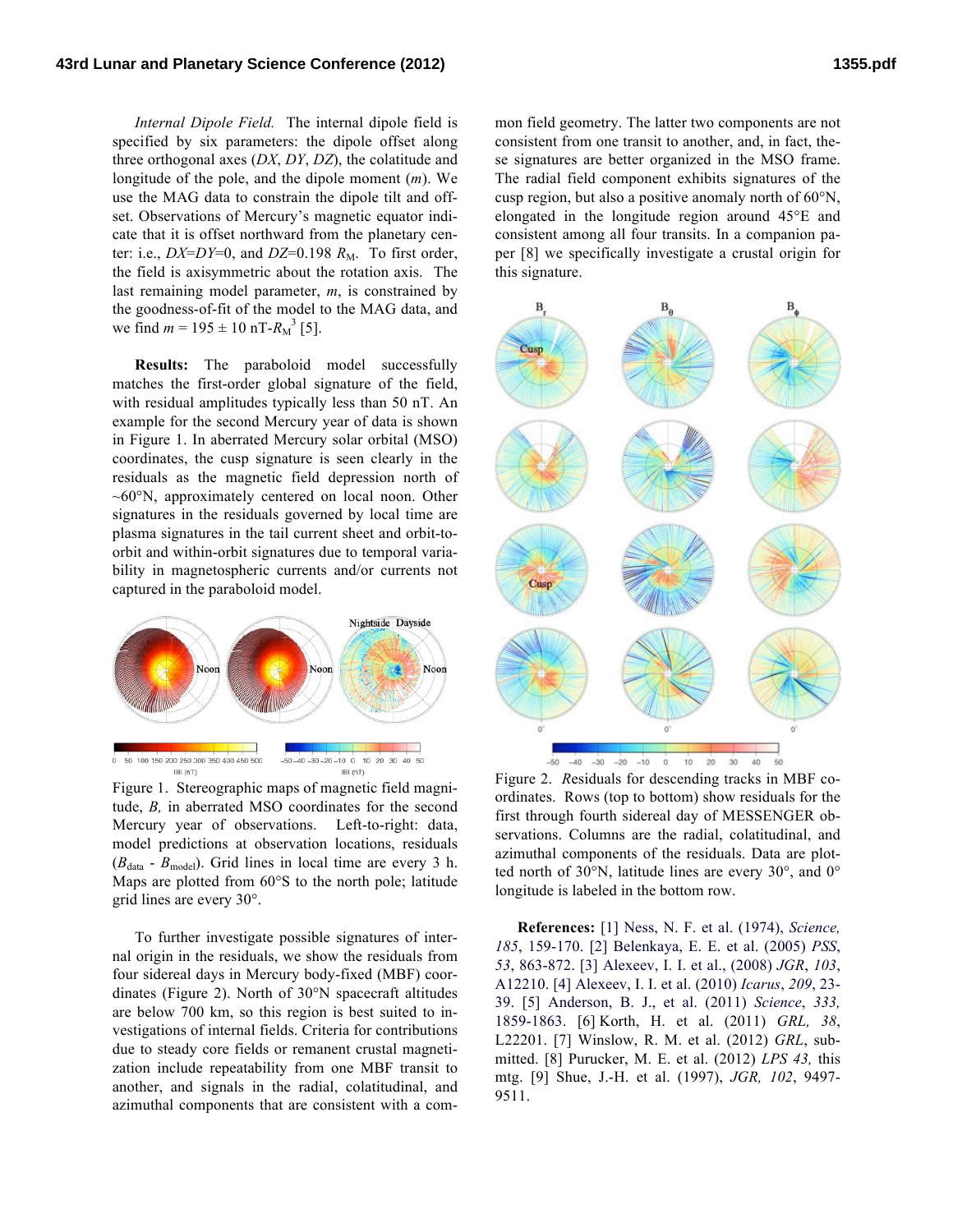*Internal Dipole Field.* The internal dipole field is specified by six parameters: the dipole offset along three orthogonal axes (*DX*, *DY*, *DZ*), the colatitude and longitude of the pole, and the dipole moment (*m*). We use the MAG data to constrain the dipole tilt and offset. Observations of Mercury's magnetic equator indicate that it is offset northward from the planetary center: i.e., $DX=DY=0$, and $DZ=0.198\ R_M$. To first order, the field is axisymmetric about the rotation axis. The last remaining model parameter, *m*, is constrained by the goodness-of-fit of the model to the MAG data, and we find $m = 195 \pm 10$ nT-$R_M^3$ [5].

**Results:** The paraboloid model successfully matches the first-order global signature of the field, with residual amplitudes typically less than 50 nT. An example for the second Mercury year of data is shown in Figure 1. In aberrated Mercury solar orbital (MSO) coordinates, the cusp signature is seen clearly in the residuals as the magnetic field depression north of ~60°N, approximately centered on local noon. Other signatures in the residuals governed by local time are plasma signatures in the tail current sheet and orbit-to-orbit and within-orbit signatures due to temporal variability in magnetospheric currents and/or currents not captured in the paraboloid model.

Noon
Noon
Nightside Dayside
Noon
0 50 100 150 200 250 300 350 400 450 500
|B| (nT)
−50 −40 −30 −20 −10 0 10 20 30 40 50
|B| (nT)

Figure 1. Stereographic maps of magnetic field magnitude, *B,* in aberrated MSO coordinates for the second Mercury year of observations. Left-to-right: data, model predictions at observation locations, residuals ($B_{data}$ - $B_{model}$). Grid lines in local time are every 3 h. Maps are plotted from 60°S to the north pole; latitude grid lines are every 30°.

To further investigate possible signatures of internal origin in the residuals, we show the residuals from four sidereal days in Mercury body-fixed (MBF) coordinates (Figure 2). North of 30°N spacecraft altitudes are below 700 km, so this region is best suited to investigations of internal fields. Criteria for contributions due to steady core fields or remanent crustal magnetization include repeatability from one MBF transit to another, and signals in the radial, colatitudinal, and azimuthal components that are consistent with a common field geometry. The latter two components are not consistent from one transit to another, and, in fact, these signatures are better organized in the MSO frame. The radial field component exhibits signatures of the cusp region, but also a positive anomaly north of 60°N, elongated in the longitude region around 45°E and consistent among all four transits. In a companion paper [8] we specifically investigate a crustal origin for this signature.

$B_r$
$B_\theta$
$B_\phi$
Cusp
Cusp
0°
0°
0°
−50 −40 −30 −20 −10 0 10 20 30 40 50

Figure 2. *R*esiduals for descending tracks in MBF coordinates. Rows (top to bottom) show residuals for the first through fourth sidereal day of MESSENGER observations. Columns are the radial, colatitudinal, and azimuthal components of the residuals. Data are plotted north of 30°N, latitude lines are every 30°, and 0° longitude is labeled in the bottom row.

**References:** [1] Ness, N. F. et al. (1974), *Science, 185*, 159-170. [2] Belenkaya, E. E. et al. (2005) *PSS*, *53*, 863-872. [3] Alexeev, I. I. et al., (2008) *JGR*, *103*, A12210. [4] Alexeev, I. I. et al. (2010) *Icarus*, *209*, 23-39. [5] Anderson, B. J., et al. (2011) *Science*, *333,* 1859-1863. [6] Korth, H. et al. (2011) *GRL, 38*, L22201. [7] Winslow, R. M. et al. (2012) *GRL*, submitted. [8] Purucker, M. E. et al. (2012) *LPS 43,* this mtg. [9] Shue, J.-H. et al. (1997), *JGR, 102*, 9497-9511.